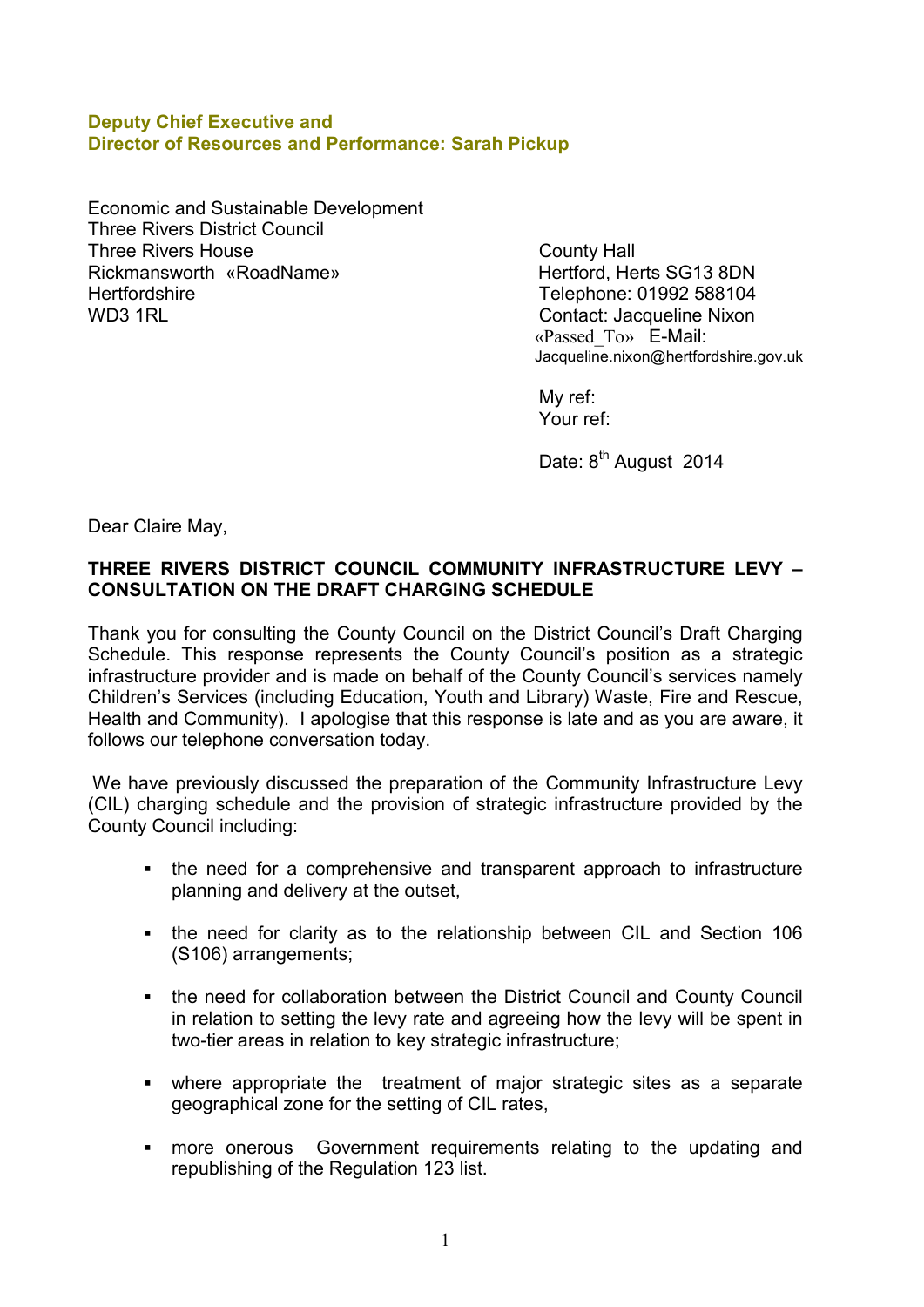**Deputy Chief Executive and**
**Director of Resources and Performance: Sarah Pickup**

Economic and Sustainable Development
Three Rivers District Council
Three Rivers House
Rickmansworth «RoadName»
Hertfordshire
WD3 1RL

County Hall
Hertford, Herts SG13 8DN
Telephone: 01992 588104
Contact: Jacqueline Nixon
«Passed_To» E-Mail: Jacqueline.nixon@hertfordshire.gov.uk

My ref:
Your ref:

Date: 8th August 2014

Dear Claire May,

**THREE RIVERS DISTRICT COUNCIL COMMUNITY INFRASTRUCTURE LEVY – CONSULTATION ON THE DRAFT CHARGING SCHEDULE**

Thank you for consulting the County Council on the District Council's Draft Charging Schedule. This response represents the County Council's position as a strategic infrastructure provider and is made on behalf of the County Council's services namely Children's Services (including Education, Youth and Library) Waste, Fire and Rescue, Health and Community). I apologise that this response is late and as you are aware, it follows our telephone conversation today.

We have previously discussed the preparation of the Community Infrastructure Levy (CIL) charging schedule and the provision of strategic infrastructure provided by the County Council including:

- the need for a comprehensive and transparent approach to infrastructure planning and delivery at the outset,
- the need for clarity as to the relationship between CIL and Section 106 (S106) arrangements;
- the need for collaboration between the District Council and County Council in relation to setting the levy rate and agreeing how the levy will be spent in two-tier areas in relation to key strategic infrastructure;
- where appropriate the treatment of major strategic sites as a separate geographical zone for the setting of CIL rates,
- more onerous Government requirements relating to the updating and republishing of the Regulation 123 list.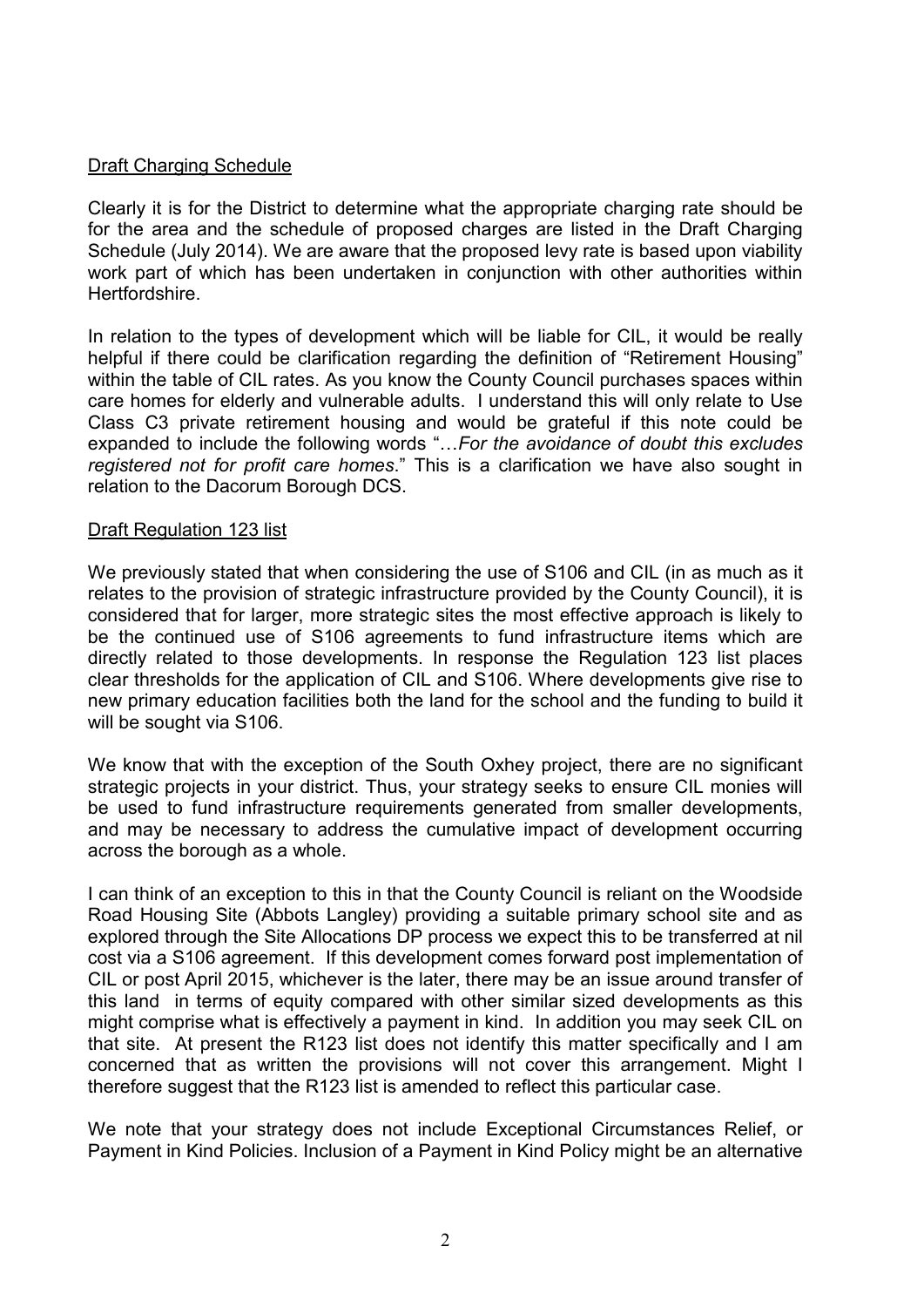Draft Charging Schedule

Clearly it is for the District to determine what the appropriate charging rate should be for the area and the schedule of proposed charges are listed in the Draft Charging Schedule (July 2014). We are aware that the proposed levy rate is based upon viability work part of which has been undertaken in conjunction with other authorities within Hertfordshire.

In relation to the types of development which will be liable for CIL, it would be really helpful if there could be clarification regarding the definition of "Retirement Housing" within the table of CIL rates. As you know the County Council purchases spaces within care homes for elderly and vulnerable adults. I understand this will only relate to Use Class C3 private retirement housing and would be grateful if this note could be expanded to include the following words "…*For the avoidance of doubt this excludes registered not for profit care homes*." This is a clarification we have also sought in relation to the Dacorum Borough DCS.

Draft Regulation 123 list

We previously stated that when considering the use of S106 and CIL (in as much as it relates to the provision of strategic infrastructure provided by the County Council), it is considered that for larger, more strategic sites the most effective approach is likely to be the continued use of S106 agreements to fund infrastructure items which are directly related to those developments. In response the Regulation 123 list places clear thresholds for the application of CIL and S106. Where developments give rise to new primary education facilities both the land for the school and the funding to build it will be sought via S106.

We know that with the exception of the South Oxhey project, there are no significant strategic projects in your district. Thus, your strategy seeks to ensure CIL monies will be used to fund infrastructure requirements generated from smaller developments, and may be necessary to address the cumulative impact of development occurring across the borough as a whole.

I can think of an exception to this in that the County Council is reliant on the Woodside Road Housing Site (Abbots Langley) providing a suitable primary school site and as explored through the Site Allocations DP process we expect this to be transferred at nil cost via a S106 agreement. If this development comes forward post implementation of CIL or post April 2015, whichever is the later, there may be an issue around transfer of this land in terms of equity compared with other similar sized developments as this might comprise what is effectively a payment in kind. In addition you may seek CIL on that site. At present the R123 list does not identify this matter specifically and I am concerned that as written the provisions will not cover this arrangement. Might I therefore suggest that the R123 list is amended to reflect this particular case.

We note that your strategy does not include Exceptional Circumstances Relief, or Payment in Kind Policies. Inclusion of a Payment in Kind Policy might be an alternative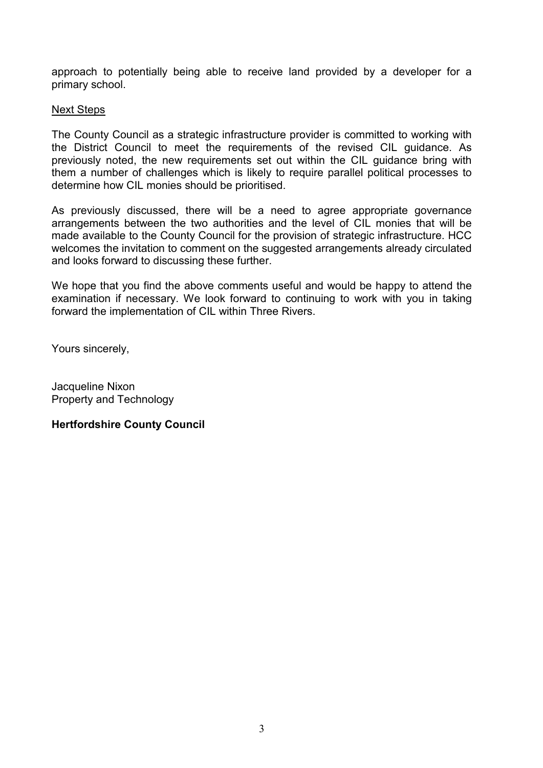approach to potentially being able to receive land provided by a developer for a primary school.

<u>Next Steps</u>

The County Council as a strategic infrastructure provider is committed to working with the District Council to meet the requirements of the revised CIL guidance. As previously noted, the new requirements set out within the CIL guidance bring with them a number of challenges which is likely to require parallel political processes to determine how CIL monies should be prioritised.

As previously discussed, there will be a need to agree appropriate governance arrangements between the two authorities and the level of CIL monies that will be made available to the County Council for the provision of strategic infrastructure. HCC welcomes the invitation to comment on the suggested arrangements already circulated and looks forward to discussing these further.

We hope that you find the above comments useful and would be happy to attend the examination if necessary. We look forward to continuing to work with you in taking forward the implementation of CIL within Three Rivers.

Yours sincerely,

Jacqueline Nixon
Property and Technology

**Hertfordshire County Council**